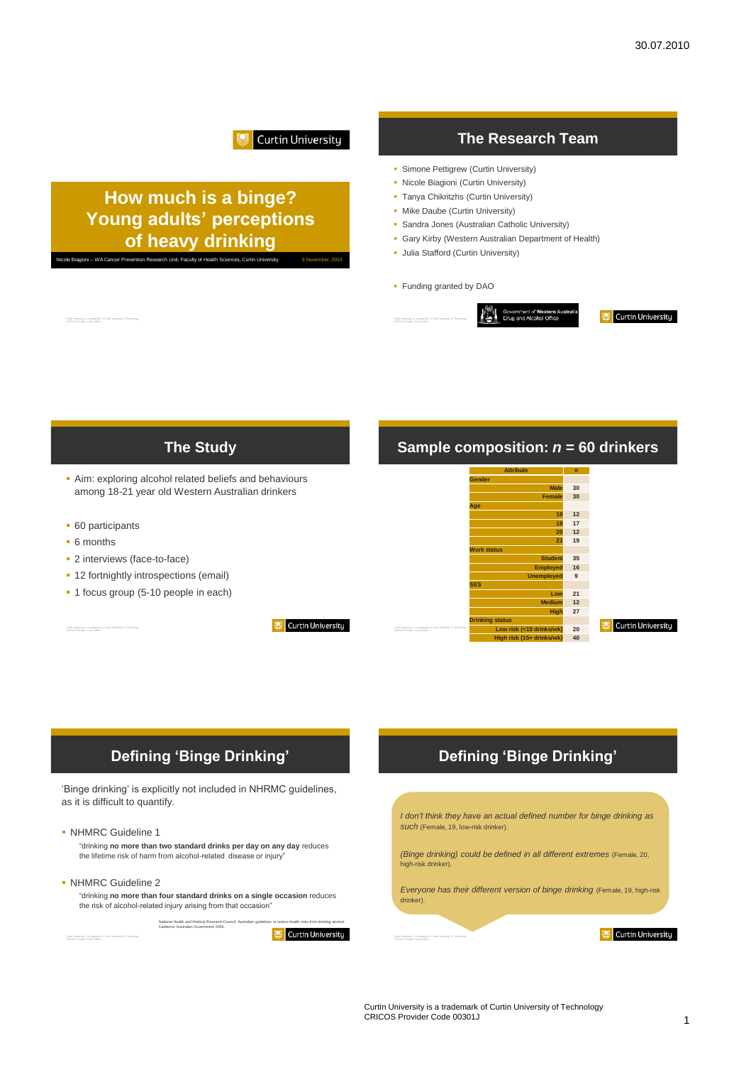# How much is a binge? Young adults' perceptions of heavy drinking

Nicole Biagioni – WA Cancer Prevention Research Unit, Faculty of Health Sciences, Curtin University    9 November, 2015

## The Research Team

- Simone Pettigrew (Curtin University)
- Nicole Biagioni (Curtin University)
- Tanya Chikritzhs (Curtin University)
- Mike Daube (Curtin University)
- Sandra Jones (Australian Catholic University)
- Gary Kirby (Western Australian Department of Health)
- Julia Stafford (Curtin University)

- Funding granted by DAO

Government of Western Australia Drug and Alcohol Office

## The Study

- Aim: exploring alcohol related beliefs and behaviours among 18-21 year old Western Australian drinkers
- 60 participants
- 6 months
- 2 interviews (face-to-face)
- 12 fortnightly introspections (email)
- 1 focus group (5-10 people in each)

## Sample composition: *n* = 60 drinkers

| Attribute | *n* |
|---|---|
| **Gender** | |
| Male | 30 |
| Female | 30 |
| **Age** | |
| 18 | 12 |
| 19 | 17 |
| 20 | 12 |
| 21 | 19 |
| **Work status** | |
| Student | 35 |
| Employed | 16 |
| Unemployed | 9 |
| **SES** | |
| Low | 21 |
| Medium | 12 |
| High | 27 |
| **Drinking status** | |
| Low risk (<15 drinks/wk) | 20 |
| High risk (15+ drinks/wk) | 40 |

## Defining 'Binge Drinking'

'Binge drinking' is explicitly not included in NHMRC guidelines, as it is difficult to quantify.

- NHMRC Guideline 1

  "drinking **no more than two standard drinks per day on any day** reduces the lifetime risk of harm from alcohol-related disease or injury"

- NHMRC Guideline 2

  "drinking **no more than four standard drinks on a single occasion** reduces the risk of alcohol-related injury arising from that occasion"

National Health and Medical Research Council. Australian guidelines to reduce health risks from drinking alcohol. Canberra: Australian Government 2009.

## Defining 'Binge Drinking'

*I don't think they have an actual defined number for binge drinking as such* (Female, 19, low-risk drinker).

*(Binge drinking) could be defined in all different extremes* (Female, 20, high-risk drinker).

*Everyone has their different version of binge drinking* (Female, 19, high-risk drinker).

Curtin University is a trademark of Curtin University of Technology
CRICOS Provider Code 00301J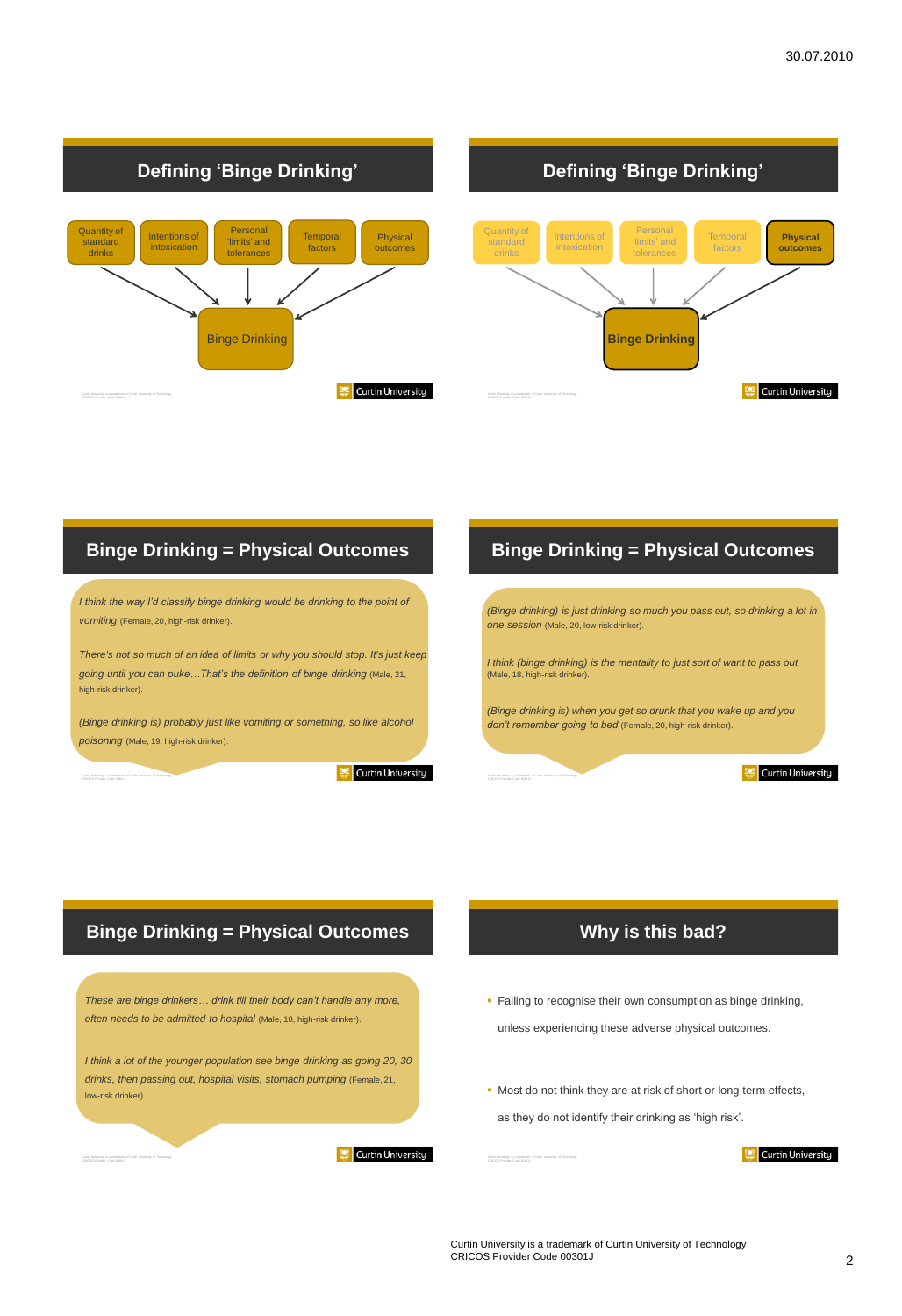## Defining 'Binge Drinking'

- Quantity of standard drinks
- Intentions of intoxication
- Personal 'limits' and tolerances
- Temporal factors
- Physical outcomes

→ Binge Drinking

## Defining 'Binge Drinking'

- Quantity of standard drinks
- Intentions of intoxication
- Personal 'limits' and tolerances
- Temporal factors
- **Physical outcomes**

→ **Binge Drinking**

## Binge Drinking = Physical Outcomes

*I think the way I'd classify binge drinking would be drinking to the point of vomiting* (Female, 20, high-risk drinker).

*There's not so much of an idea of limits or why you should stop. It's just keep going until you can puke…That's the definition of binge drinking* (Male, 21, high-risk drinker).

*(Binge drinking is) probably just like vomiting or something, so like alcohol poisoning* (Male, 19, high-risk drinker).

## Binge Drinking = Physical Outcomes

*(Binge drinking) is just drinking so much you pass out, so drinking a lot in one session* (Male, 20, low-risk drinker).

*I think (binge drinking) is the mentality to just sort of want to pass out* (Male, 18, high-risk drinker).

*(Binge drinking is) when you get so drunk that you wake up and you don't remember going to bed* (Female, 20, high-risk drinker).

## Binge Drinking = Physical Outcomes

*These are binge drinkers… drink till their body can't handle any more, often needs to be admitted to hospital* (Male, 18, high-risk drinker).

*I think a lot of the younger population see binge drinking as going 20, 30 drinks, then passing out, hospital visits, stomach pumping* (Female, 21, low-risk drinker).

## Why is this bad?

- Failing to recognise their own consumption as binge drinking, unless experiencing these adverse physical outcomes.
- Most do not think they are at risk of short or long term effects, as they do not identify their drinking as 'high risk'.

Curtin University is a trademark of Curtin University of Technology
CRICOS Provider Code 00301J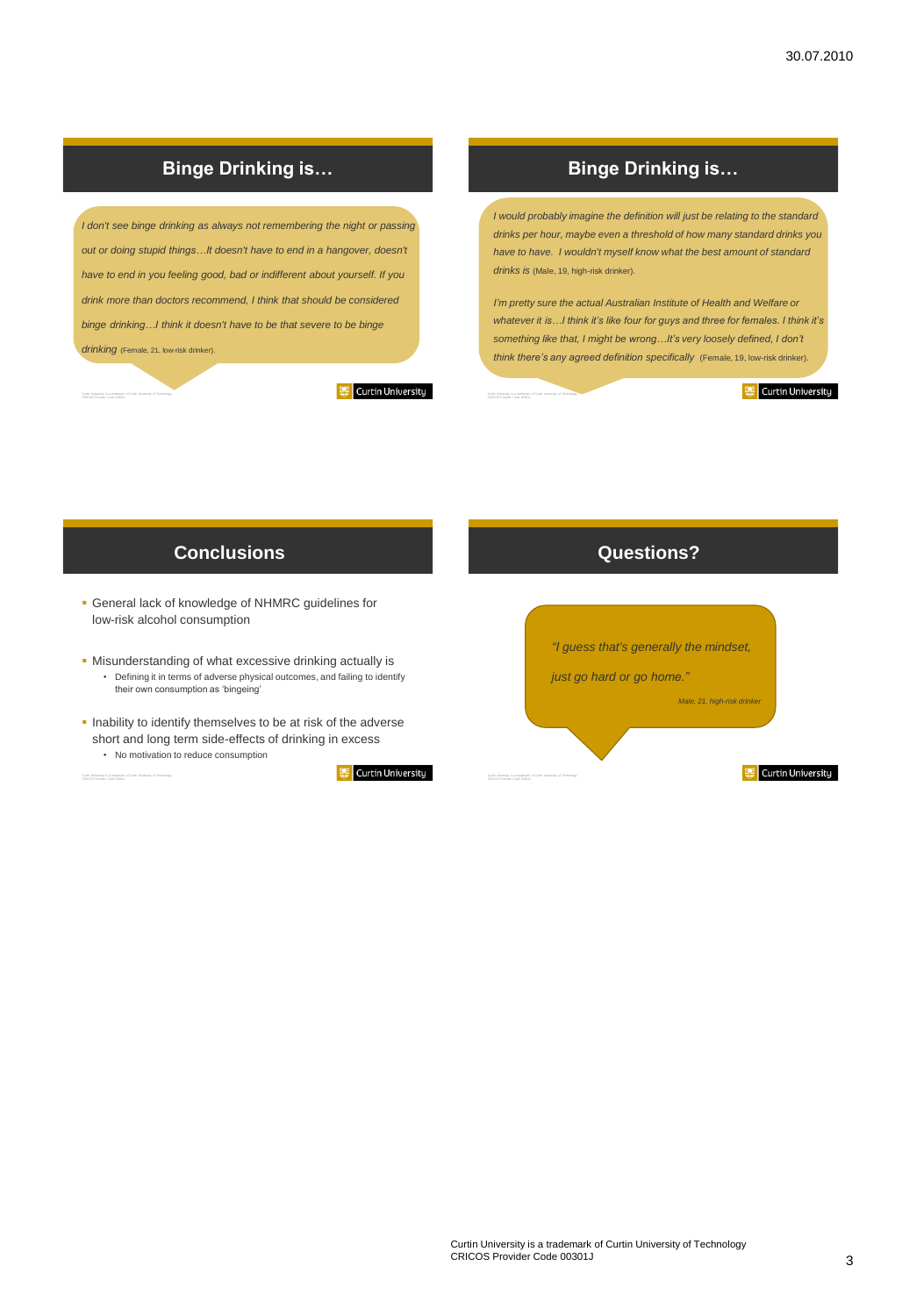## Binge Drinking is…

*I don't see binge drinking as always not remembering the night or passing out or doing stupid things…It doesn't have to end in a hangover, doesn't have to end in you feeling good, bad or indifferent about yourself. If you drink more than doctors recommend, I think that should be considered binge drinking…I think it doesn't have to be that severe to be binge drinking* (Female, 21, low-risk drinker).

## Binge Drinking is…

*I would probably imagine the definition will just be relating to the standard drinks per hour, maybe even a threshold of how many standard drinks you have to have. I wouldn't myself know what the best amount of standard drinks is* (Male, 19, high-risk drinker).

*I'm pretty sure the actual Australian Institute of Health and Welfare or whatever it is…I think it's like four for guys and three for females. I think it's something like that, I might be wrong…It's very loosely defined, I don't think there's any agreed definition specifically* (Female, 19, low-risk drinker).

## Conclusions

- General lack of knowledge of NHMRC guidelines for low-risk alcohol consumption
- Misunderstanding of what excessive drinking actually is
  - Defining it in terms of adverse physical outcomes, and failing to identify their own consumption as 'bingeing'
- Inability to identify themselves to be at risk of the adverse short and long term side-effects of drinking in excess
  - No motivation to reduce consumption

## Questions?

*"I guess that's generally the mindset, just go hard or go home."*

*Male, 21, high-risk drinker*